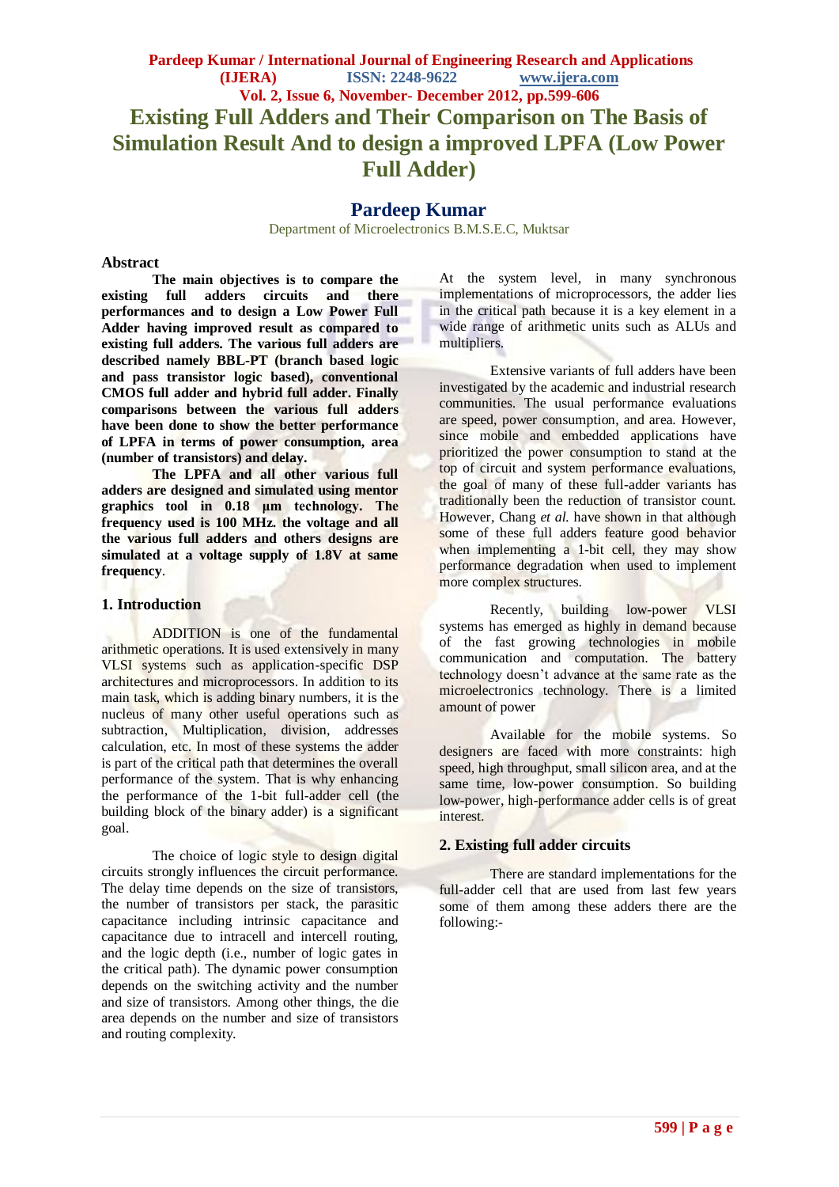# Existing Full Adders and Their Comparison on The Basis of Simulation Result And to design a improved LPFA (Low Power Full Adder)

## Pardeep Kumar

Department of Microelectronics B.M.S.E.C, Muktsar

### Abstract

**The main objectives is to compare the existing full adders circuits and there performances and to design a Low Power Full Adder having improved result as compared to existing full adders. The various full adders are described namely BBL-PT (branch based logic and pass transistor logic based), conventional CMOS full adder and hybrid full adder. Finally comparisons between the various full adders have been done to show the better performance of LPFA in terms of power consumption, area (number of transistors) and delay.**

**The LPFA and all other various full adders are designed and simulated using mentor graphics tool in 0.18 µm technology. The frequency used is 100 MHz. the voltage and all the various full adders and others designs are simulated at a voltage supply of 1.8V at same frequency**.

### 1. Introduction

ADDITION is one of the fundamental arithmetic operations. It is used extensively in many VLSI systems such as application-specific DSP architectures and microprocessors. In addition to its main task, which is adding binary numbers, it is the nucleus of many other useful operations such as subtraction, Multiplication, division, addresses calculation, etc. In most of these systems the adder is part of the critical path that determines the overall performance of the system. That is why enhancing the performance of the 1-bit full-adder cell (the building block of the binary adder) is a significant goal.

The choice of logic style to design digital circuits strongly influences the circuit performance. The delay time depends on the size of transistors, the number of transistors per stack, the parasitic capacitance including intrinsic capacitance and capacitance due to intracell and intercell routing, and the logic depth (i.e., number of logic gates in the critical path). The dynamic power consumption depends on the switching activity and the number and size of transistors. Among other things, the die area depends on the number and size of transistors and routing complexity.

At the system level, in many synchronous implementations of microprocessors, the adder lies in the critical path because it is a key element in a wide range of arithmetic units such as ALUs and multipliers.

Extensive variants of full adders have been investigated by the academic and industrial research communities. The usual performance evaluations are speed, power consumption, and area. However, since mobile and embedded applications have prioritized the power consumption to stand at the top of circuit and system performance evaluations, the goal of many of these full-adder variants has traditionally been the reduction of transistor count. However, Chang *et al.* have shown in that although some of these full adders feature good behavior when implementing a 1-bit cell, they may show performance degradation when used to implement more complex structures.

Recently, building low-power VLSI systems has emerged as highly in demand because of the fast growing technologies in mobile communication and computation. The battery technology doesn't advance at the same rate as the microelectronics technology. There is a limited amount of power

Available for the mobile systems. So designers are faced with more constraints: high speed, high throughput, small silicon area, and at the same time, low-power consumption. So building low-power, high-performance adder cells is of great interest.

### 2. Existing full adder circuits

There are standard implementations for the full-adder cell that are used from last few years some of them among these adders there are the following:-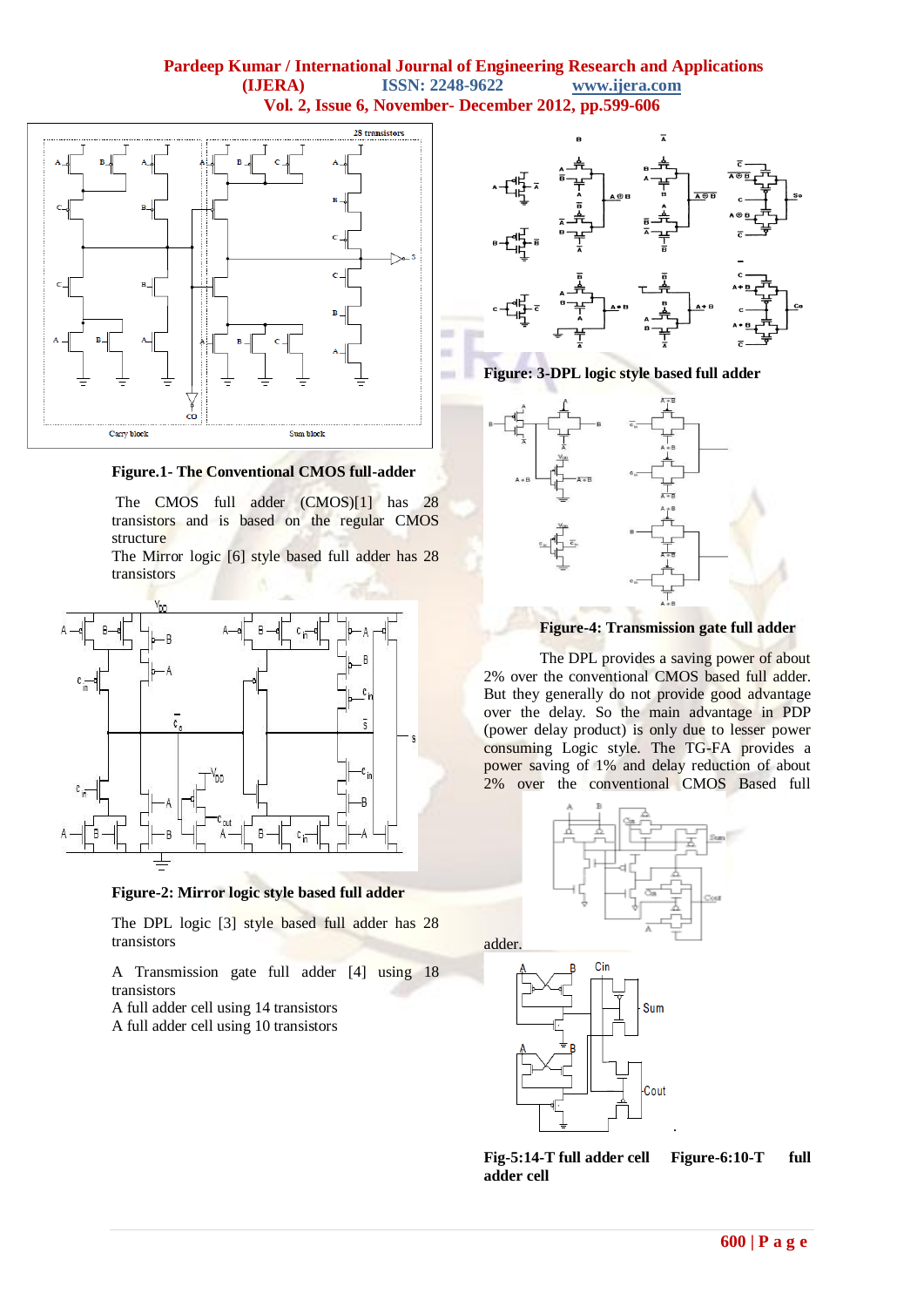**Figure.1- The Conventional CMOS full-adder**

The CMOS full adder (CMOS)[1] has 28 transistors and is based on the regular CMOS structure

The Mirror logic [6] style based full adder has 28 transistors

**Figure-2: Mirror logic style based full adder**

The DPL logic [3] style based full adder has 28 transistors

A Transmission gate full adder [4] using 18 transistors

A full adder cell using 14 transistors

A full adder cell using 10 transistors

**Figure: 3-DPL logic style based full adder**

**Figure-4: Transmission gate full adder**

The DPL provides a saving power of about 2% over the conventional CMOS based full adder. But they generally do not provide good advantage over the delay. So the main advantage in PDP (power delay product) is only due to lesser power consuming Logic style. The TG-FA provides a power saving of 1% and delay reduction of about 2% over the conventional CMOS Based full adder.

**Fig-5:14-T full adder cell Figure-6:10-T full adder cell**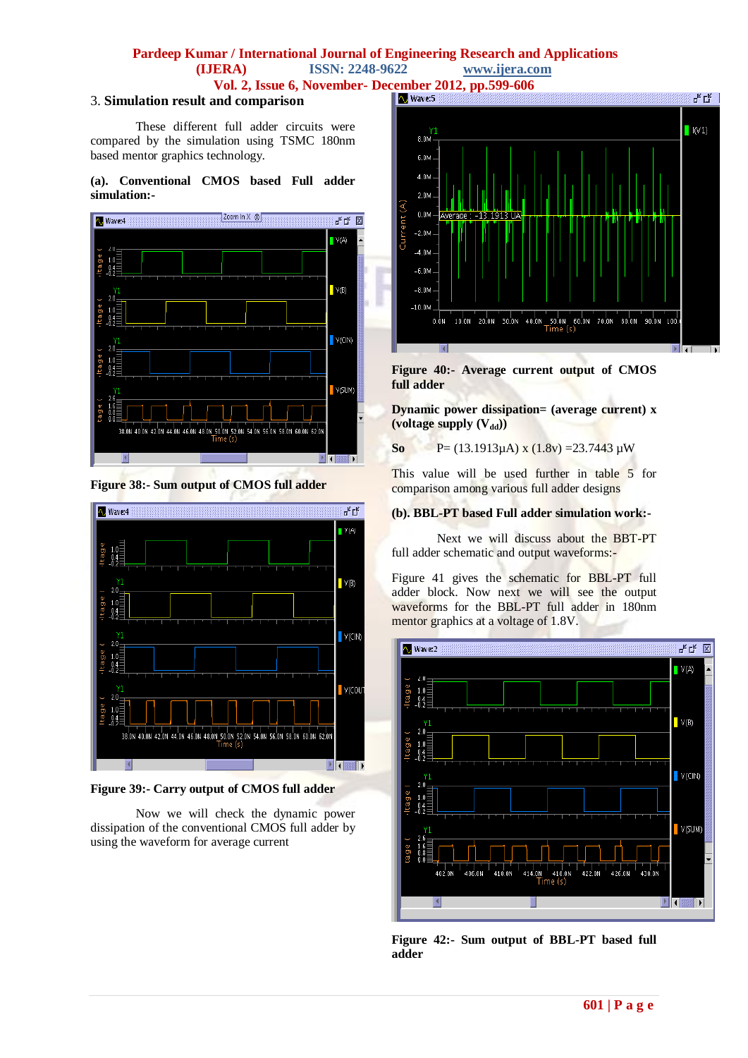## 3. Simulation result and comparison

These different full adder circuits were compared by the simulation using TSMC 180nm based mentor graphics technology.

**(a). Conventional CMOS based Full adder simulation:-**

**Figure 38:- Sum output of CMOS full adder**

**Figure 39:- Carry output of CMOS full adder**

Now we will check the dynamic power dissipation of the conventional CMOS full adder by using the waveform for average current

**Figure 40:- Average current output of CMOS full adder**

**Dynamic power dissipation= (average current) x (voltage supply ($V_{dd}$))**

**So** P= (13.1913µA) x (1.8v) =23.7443 µW

This value will be used further in table 5 for comparison among various full adder designs

**(b). BBL-PT based Full adder simulation work:-**

Next we will discuss about the BBT-PT full adder schematic and output waveforms:-

Figure 41 gives the schematic for BBL-PT full adder block. Now next we will see the output waveforms for the BBL-PT full adder in 180nm mentor graphics at a voltage of 1.8V.

**Figure 42:- Sum output of BBL-PT based full adder**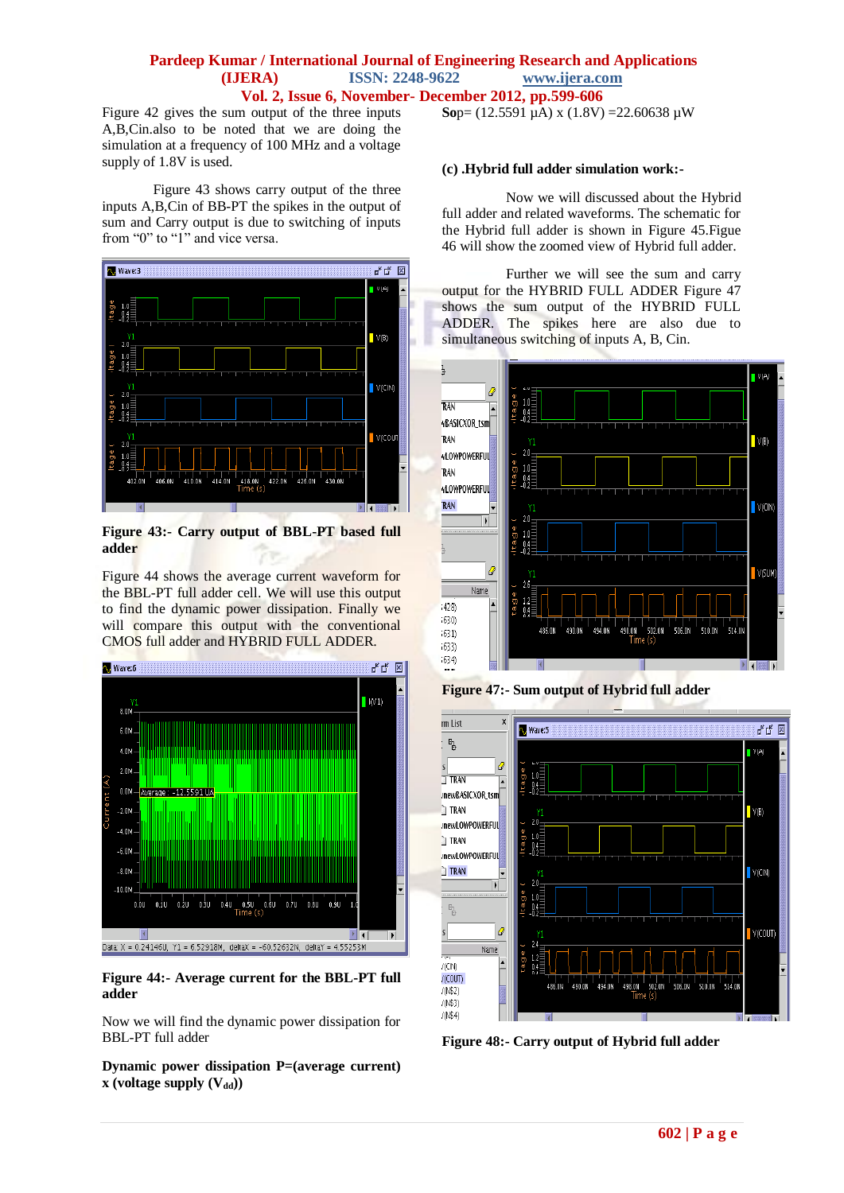Figure 42 gives the sum output of the three inputs A,B,Cin.also to be noted that we are doing the simulation at a frequency of 100 MHz and a voltage supply of 1.8V is used.

Figure 43 shows carry output of the three inputs A,B,Cin of BB-PT the spikes in the output of sum and Carry output is due to switching of inputs from "0" to "1" and vice versa.

**Figure 43:- Carry output of BBL-PT based full adder**

Figure 44 shows the average current waveform for the BBL-PT full adder cell. We will use this output to find the dynamic power dissipation. Finally we will compare this output with the conventional CMOS full adder and HYBRID FULL ADDER.

**Figure 44:- Average current for the BBL-PT full adder**

Now we will find the dynamic power dissipation for BBL-PT full adder

**Dynamic power dissipation P=(average current) x (voltage supply ($V_{dd}$))**

**So**p= (12.5591 µA) x (1.8V) =22.60638 µW

**(c) .Hybrid full adder simulation work:-**

Now we will discussed about the Hybrid full adder and related waveforms. The schematic for the Hybrid full adder is shown in Figure 45.Figue 46 will show the zoomed view of Hybrid full adder.

Further we will see the sum and carry output for the HYBRID FULL ADDER Figure 47 shows the sum output of the HYBRID FULL ADDER. The spikes here are also due to simultaneous switching of inputs A, B, Cin.

**Figure 47:- Sum output of Hybrid full adder**

**Figure 48:- Carry output of Hybrid full adder**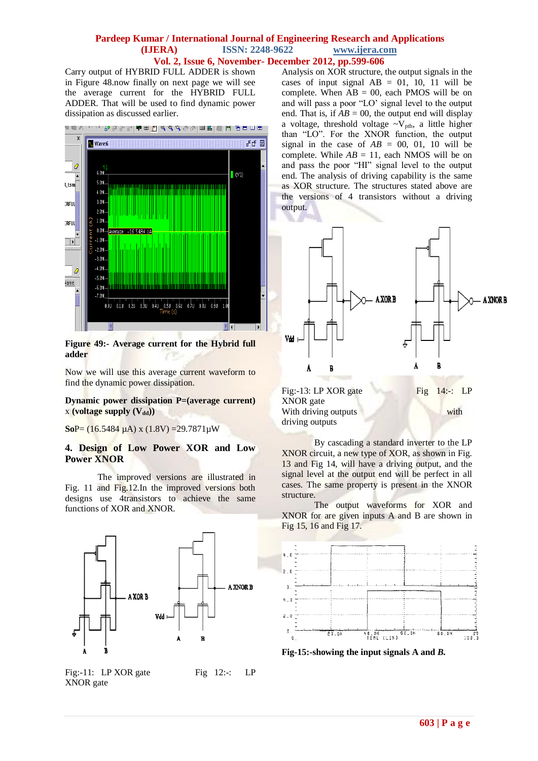Carry output of HYBRID FULL ADDER is shown in Figure 48.now finally on next page we will see the average current for the HYBRID FULL ADDER. That will be used to find dynamic power dissipation as discussed earlier.

**Figure 49:- Average current for the Hybrid full adder**

Now we will use this average current waveform to find the dynamic power dissipation.

**Dynamic power dissipation P=(average current)** x **(voltage supply ($V_{dd}$))**

**So**P= (16.5484 µA) x (1.8V) =29.7871µW

## 4. Design of Low Power XOR and Low Power XNOR

The improved versions are illustrated in Fig. 11 and Fig.12.In the improved versions both designs use 4transistors to achieve the same functions of XOR and XNOR.

Fig:-11: LP XOR gate

Fig 12:-: LP XNOR gate

Analysis on XOR structure, the output signals in the cases of input signal AB = 01, 10, 11 will be complete. When AB = 00, each PMOS will be on and will pass a poor "LO" signal level to the output end. That is, if *AB* = 00, the output end will display a voltage, threshold voltage ~$V_{pth}$, a little higher than "LO". For the XNOR function, the output signal in the case of *AB* = 00, 01, 10 will be complete. While *AB* = 11, each NMOS will be on and pass the poor "HI" signal level to the output end. The analysis of driving capability is the same as XOR structure. The structures stated above are the versions of 4 transistors without a driving output.

Fig:-13: LP XOR gate With driving outputs

Fig 14:-: LP XNOR gate with driving outputs

By cascading a standard inverter to the LP XNOR circuit, a new type of XOR, as shown in Fig. 13 and Fig 14, will have a driving output, and the signal level at the output end will be perfect in all cases. The same property is present in the XNOR structure.

The output waveforms for XOR and XNOR for are given inputs A and B are shown in Fig 15, 16 and Fig 17.

**Fig-15:-showing the input signals A and *B*.**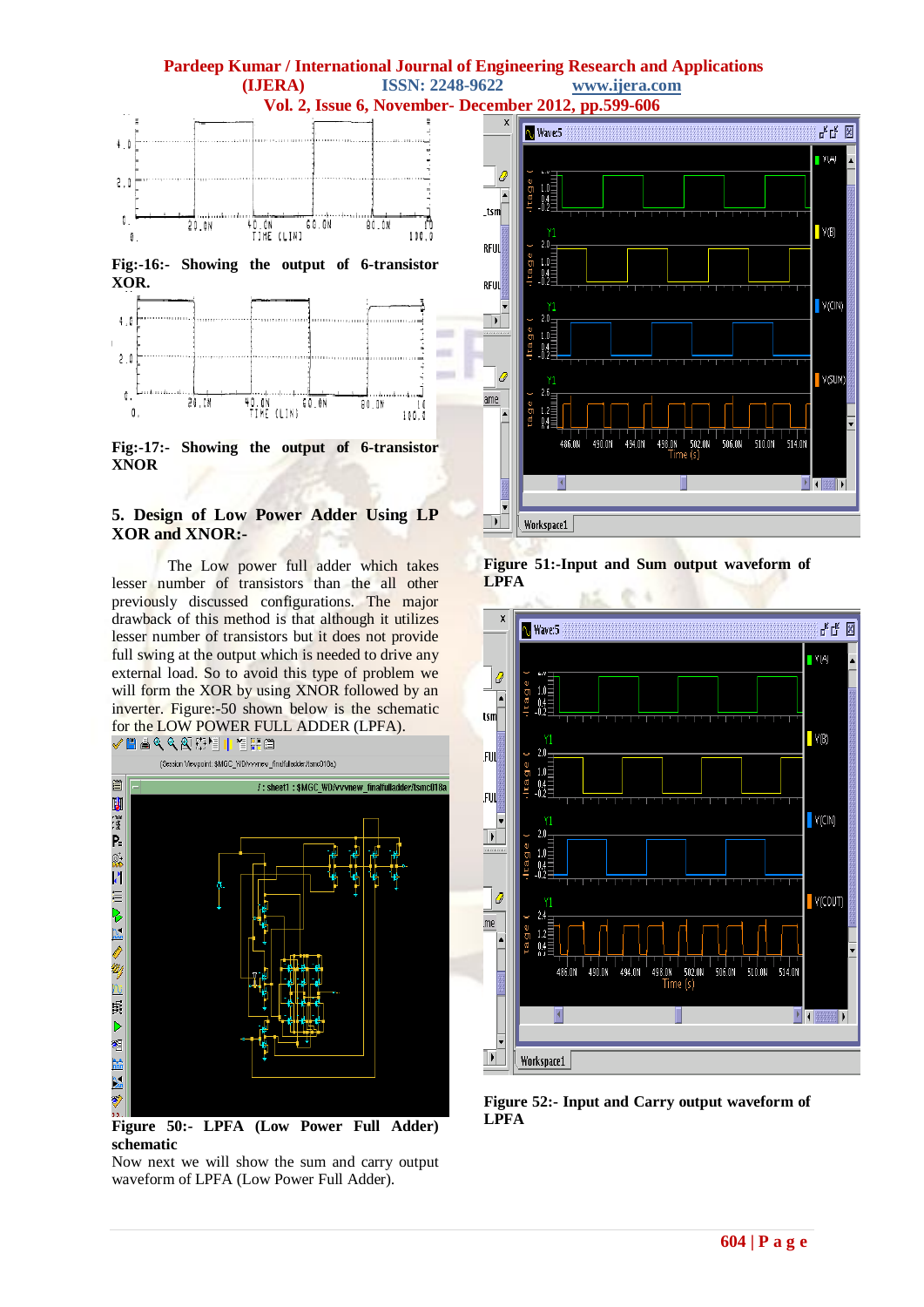Fig:-16:- Showing the output of 6-transistor XOR.

Fig:-17:- Showing the output of 6-transistor XNOR

## 5. Design of Low Power Adder Using LP XOR and XNOR:-

The Low power full adder which takes lesser number of transistors than the all other previously discussed configurations. The major drawback of this method is that although it utilizes lesser number of transistors but it does not provide full swing at the output which is needed to drive any external load. So to avoid this type of problem we will form the XOR by using XNOR followed by an inverter. Figure:-50 shown below is the schematic for the LOW POWER FULL ADDER (LPFA).

Figure 50:- LPFA (Low Power Full Adder) schematic

Now next we will show the sum and carry output waveform of LPFA (Low Power Full Adder).

Figure 51:-Input and Sum output waveform of LPFA

Figure 52:- Input and Carry output waveform of LPFA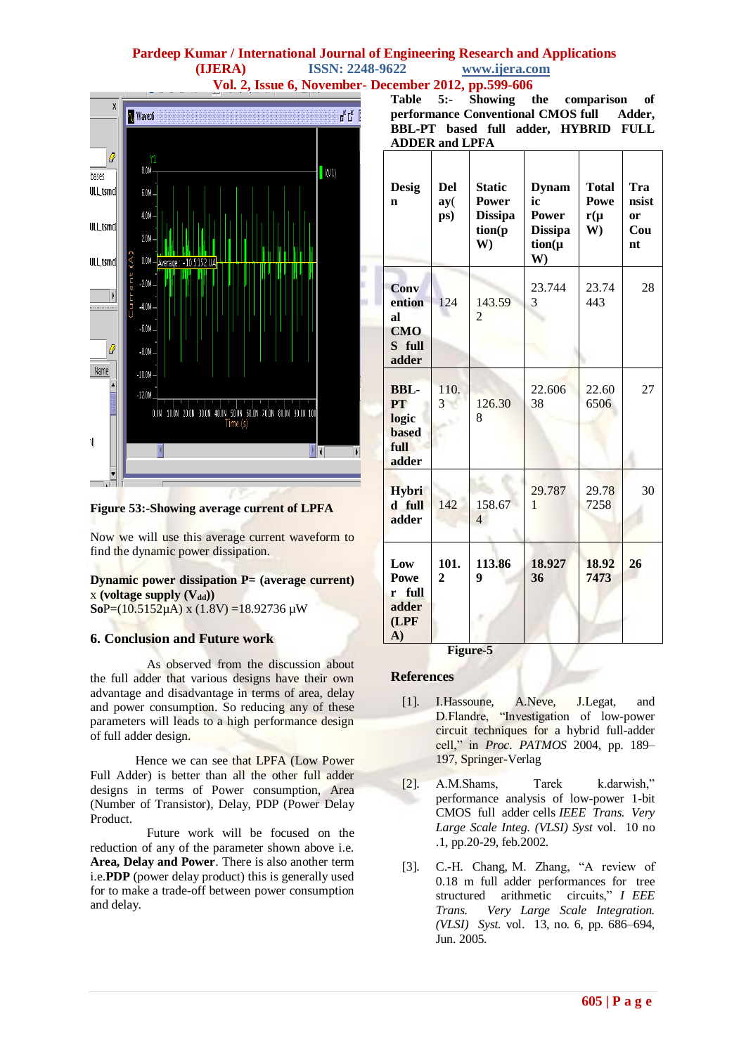Figure 53:-Showing average current of LPFA

Now we will use this average current waveform to find the dynamic power dissipation.

**Dynamic power dissipation P= (average current)** x **(voltage supply ($V_{dd}$))**

**So**P=(10.5152μA) x (1.8V) =18.92736 μW

## 6. Conclusion and Future work

As observed from the discussion about the full adder that various designs have their own advantage and disadvantage in terms of area, delay and power consumption. So reducing any of these parameters will leads to a high performance design of full adder design.

Hence we can see that LPFA (Low Power Full Adder) is better than all the other full adder designs in terms of Power consumption, Area (Number of Transistor), Delay, PDP (Power Delay Product.

Future work will be focused on the reduction of any of the parameter shown above i.e. **Area, Delay and Power**. There is also another term i.e.**PDP** (power delay product) this is generally used for to make a trade-off between power consumption and delay.

**Table 5:- Showing the comparison of performance Conventional CMOS full Adder, BBL-PT based full adder, HYBRID FULL ADDER and LPFA**

| Design | Delay(ps) | Static Power Dissipation(pW) | Dynamic Power Dissipation(μW) | Total Power(μW) | Transistor Count |
|---|---|---|---|---|---|
| **Conventional CMOS full adder** | 124 | 143.592 | 23.7443 | 23.74443 | 28 |
| **BBL-PT logic based full adder** | 110.3 | 126.308 | 22.60638 | 22.606506 | 27 |
| **Hybrid full adder** | 142 | 158.674 | 29.7871 | 29.787258 | 30 |
| **Low Power full adder (LPFA)** | **101.2** | **113.869** | **18.92736** | **18.927473** | **26** |

**Figure-5**

## References

[1]. I.Hassoune, A.Neve, J.Legat, and D.Flandre, "Investigation of low-power circuit techniques for a hybrid full-adder cell," in *Proc. PATMOS* 2004, pp. 189–197, Springer-Verlag

[2]. A.M.Shams, Tarek k.darwish," performance analysis of low-power 1-bit CMOS full adder cells *IEEE Trans. Very Large Scale Integ. (VLSI) Syst* vol. 10 no .1, pp.20-29, feb.2002.

[3]. C.-H. Chang, M. Zhang, "A review of 0.18 m full adder performances for tree structured arithmetic circuits," *I EEE Trans. Very Large Scale Integration. (VLSI) Syst.* vol. 13, no. 6, pp. 686–694, Jun. 2005.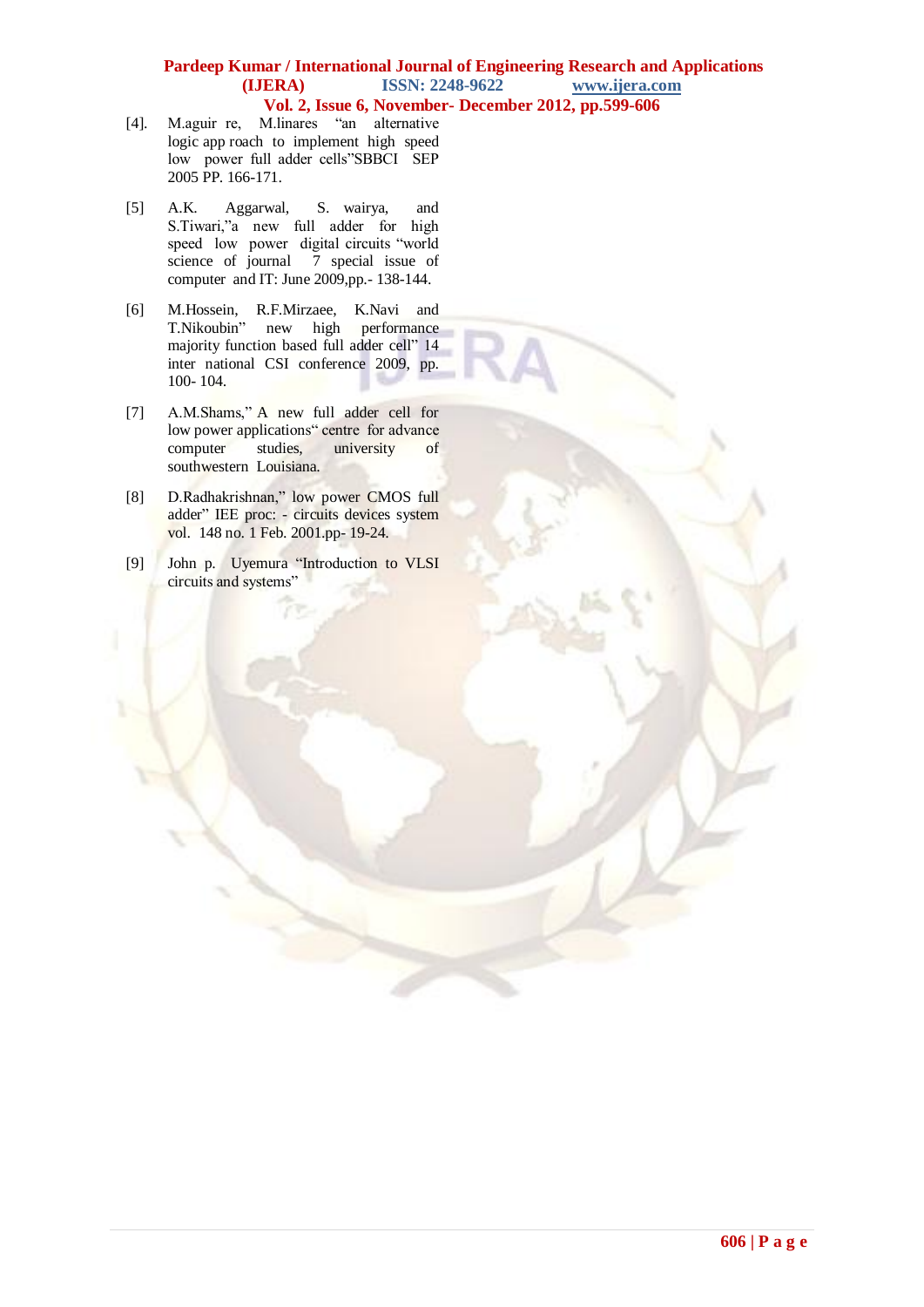[4]. M.aguir re, M.linares "an alternative logic app roach to implement high speed low power full adder cells"SBBCI SEP 2005 PP. 166-171.

[5] A.K. Aggarwal, S. wairya, and S.Tiwari,"a new full adder for high speed low power digital circuits "world science of journal 7 special issue of computer and IT: June 2009,pp.- 138-144.

[6] M.Hossein, R.F.Mirzaee, K.Navi and T.Nikoubin" new high performance majority function based full adder cell" 14 inter national CSI conference 2009, pp. 100- 104.

[7] A.M.Shams," A new full adder cell for low power applications" centre for advance computer studies, university of southwestern Louisiana.

[8] D.Radhakrishnan," low power CMOS full adder" IEE proc: - circuits devices system vol. 148 no. 1 Feb. 2001.pp- 19-24.

[9] John p. Uyemura "Introduction to VLSI circuits and systems"